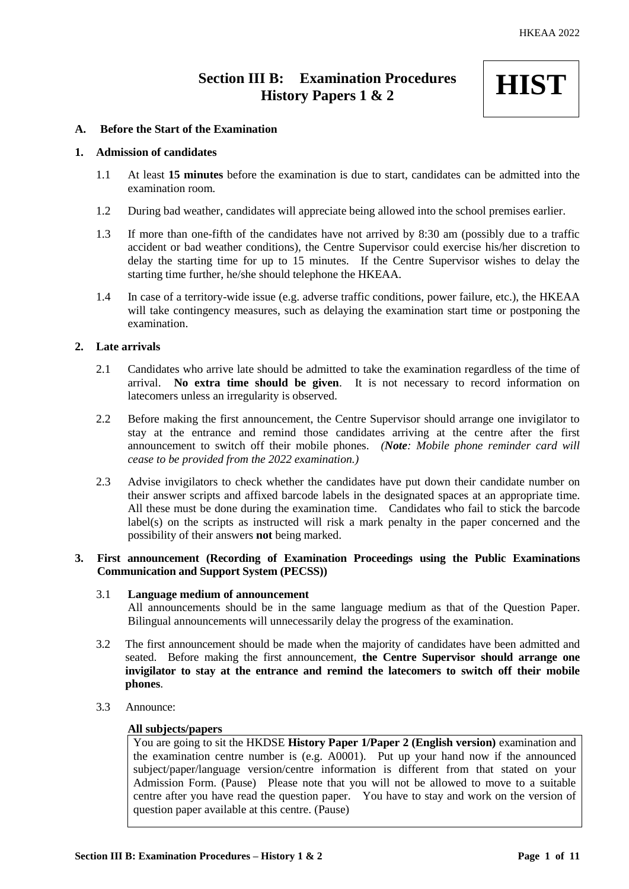# Section III B: Examination Procedures History Papers 1 & 2

**HIST**

## A. Before the Start of the Examination

### 1. Admission of candidates

1.1 At least **15 minutes** before the examination is due to start, candidates can be admitted into the examination room.

1.2 During bad weather, candidates will appreciate being allowed into the school premises earlier.

1.3 If more than one-fifth of the candidates have not arrived by 8:30 am (possibly due to a traffic accident or bad weather conditions), the Centre Supervisor could exercise his/her discretion to delay the starting time for up to 15 minutes. If the Centre Supervisor wishes to delay the starting time further, he/she should telephone the HKEAA.

1.4 In case of a territory-wide issue (e.g. adverse traffic conditions, power failure, etc.), the HKEAA will take contingency measures, such as delaying the examination start time or postponing the examination.

### 2. Late arrivals

2.1 Candidates who arrive late should be admitted to take the examination regardless of the time of arrival. **No extra time should be given**. It is not necessary to record information on latecomers unless an irregularity is observed.

2.2 Before making the first announcement, the Centre Supervisor should arrange one invigilator to stay at the entrance and remind those candidates arriving at the centre after the first announcement to switch off their mobile phones. *(**Note**: Mobile phone reminder card will cease to be provided from the 2022 examination.)*

2.3 Advise invigilators to check whether the candidates have put down their candidate number on their answer scripts and affixed barcode labels in the designated spaces at an appropriate time. All these must be done during the examination time. Candidates who fail to stick the barcode label(s) on the scripts as instructed will risk a mark penalty in the paper concerned and the possibility of their answers **not** being marked.

### 3. First announcement (Recording of Examination Proceedings using the Public Examinations Communication and Support System (PECSS))

3.1 **Language medium of announcement**
All announcements should be in the same language medium as that of the Question Paper. Bilingual announcements will unnecessarily delay the progress of the examination.

3.2 The first announcement should be made when the majority of candidates have been admitted and seated. Before making the first announcement, **the Centre Supervisor should arrange one invigilator to stay at the entrance and remind the latecomers to switch off their mobile phones**.

3.3 Announce:

**All subjects/papers**

> You are going to sit the HKDSE **History Paper 1/Paper 2 (English version)** examination and the examination centre number is (e.g. A0001). Put up your hand now if the announced subject/paper/language version/centre information is different from that stated on your Admission Form. (Pause) Please note that you will not be allowed to move to a suitable centre after you have read the question paper. You have to stay and work on the version of question paper available at this centre. (Pause)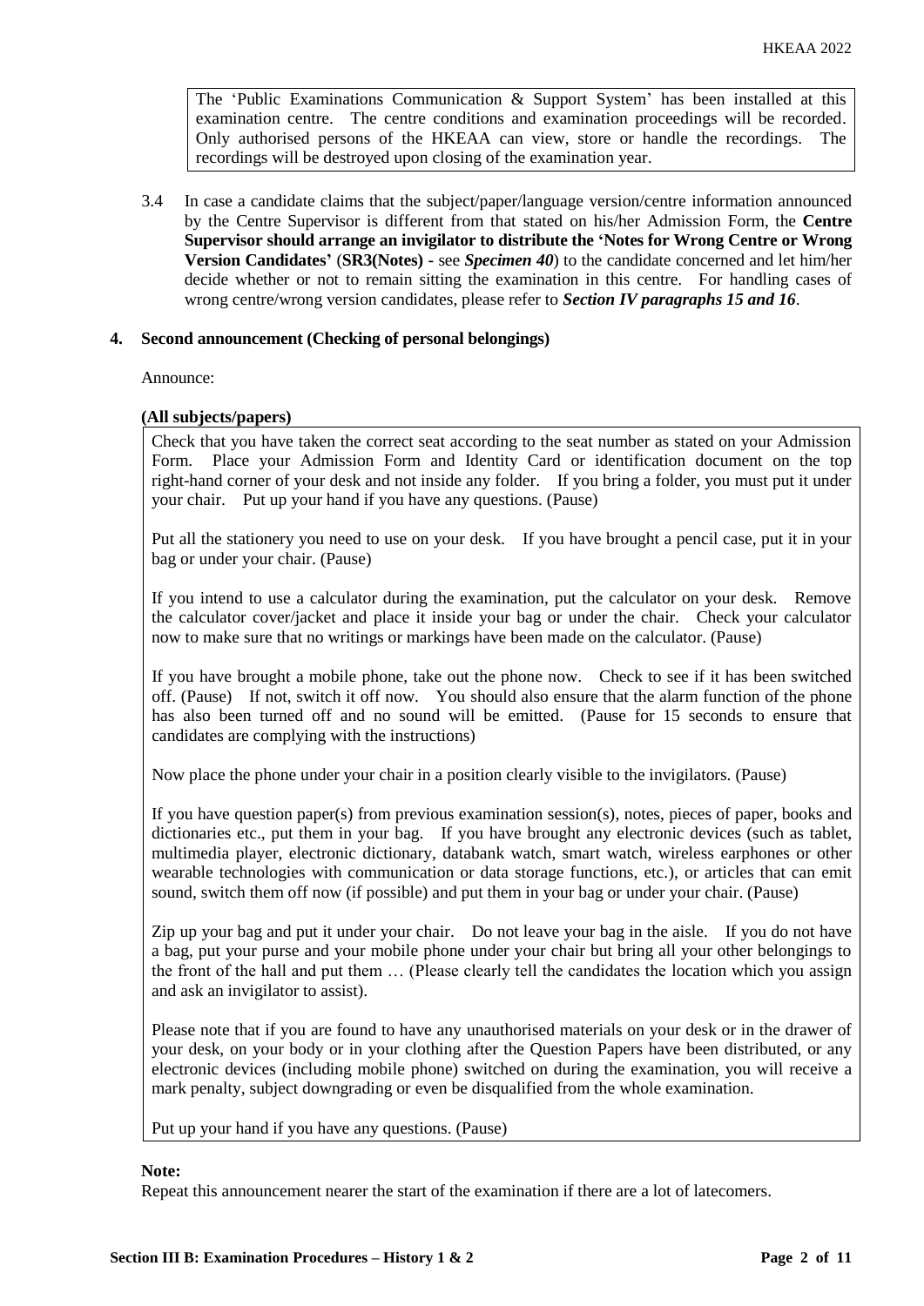> The 'Public Examinations Communication & Support System' has been installed at this examination centre. The centre conditions and examination proceedings will be recorded. Only authorised persons of the HKEAA can view, store or handle the recordings. The recordings will be destroyed upon closing of the examination year.

3.4 In case a candidate claims that the subject/paper/language version/centre information announced by the Centre Supervisor is different from that stated on his/her Admission Form, the **Centre Supervisor should arrange an invigilator to distribute the 'Notes for Wrong Centre or Wrong Version Candidates'** (**SR3(Notes)** - see ***Specimen 40***) to the candidate concerned and let him/her decide whether or not to remain sitting the examination in this centre. For handling cases of wrong centre/wrong version candidates, please refer to ***Section IV paragraphs 15 and 16***.

## 4. Second announcement (Checking of personal belongings)

Announce:

**(All subjects/papers)**

> Check that you have taken the correct seat according to the seat number as stated on your Admission Form. Place your Admission Form and Identity Card or identification document on the top right-hand corner of your desk and not inside any folder. If you bring a folder, you must put it under your chair. Put up your hand if you have any questions. (Pause)
>
> Put all the stationery you need to use on your desk. If you have brought a pencil case, put it in your bag or under your chair. (Pause)
>
> If you intend to use a calculator during the examination, put the calculator on your desk. Remove the calculator cover/jacket and place it inside your bag or under the chair. Check your calculator now to make sure that no writings or markings have been made on the calculator. (Pause)
>
> If you have brought a mobile phone, take out the phone now. Check to see if it has been switched off. (Pause) If not, switch it off now. You should also ensure that the alarm function of the phone has also been turned off and no sound will be emitted. (Pause for 15 seconds to ensure that candidates are complying with the instructions)
>
> Now place the phone under your chair in a position clearly visible to the invigilators. (Pause)
>
> If you have question paper(s) from previous examination session(s), notes, pieces of paper, books and dictionaries etc., put them in your bag. If you have brought any electronic devices (such as tablet, multimedia player, electronic dictionary, databank watch, smart watch, wireless earphones or other wearable technologies with communication or data storage functions, etc.), or articles that can emit sound, switch them off now (if possible) and put them in your bag or under your chair. (Pause)
>
> Zip up your bag and put it under your chair. Do not leave your bag in the aisle. If you do not have a bag, put your purse and your mobile phone under your chair but bring all your other belongings to the front of the hall and put them … (Please clearly tell the candidates the location which you assign and ask an invigilator to assist).
>
> Please note that if you are found to have any unauthorised materials on your desk or in the drawer of your desk, on your body or in your clothing after the Question Papers have been distributed, or any electronic devices (including mobile phone) switched on during the examination, you will receive a mark penalty, subject downgrading or even be disqualified from the whole examination.
>
> Put up your hand if you have any questions. (Pause)

**Note:**
Repeat this announcement nearer the start of the examination if there are a lot of latecomers.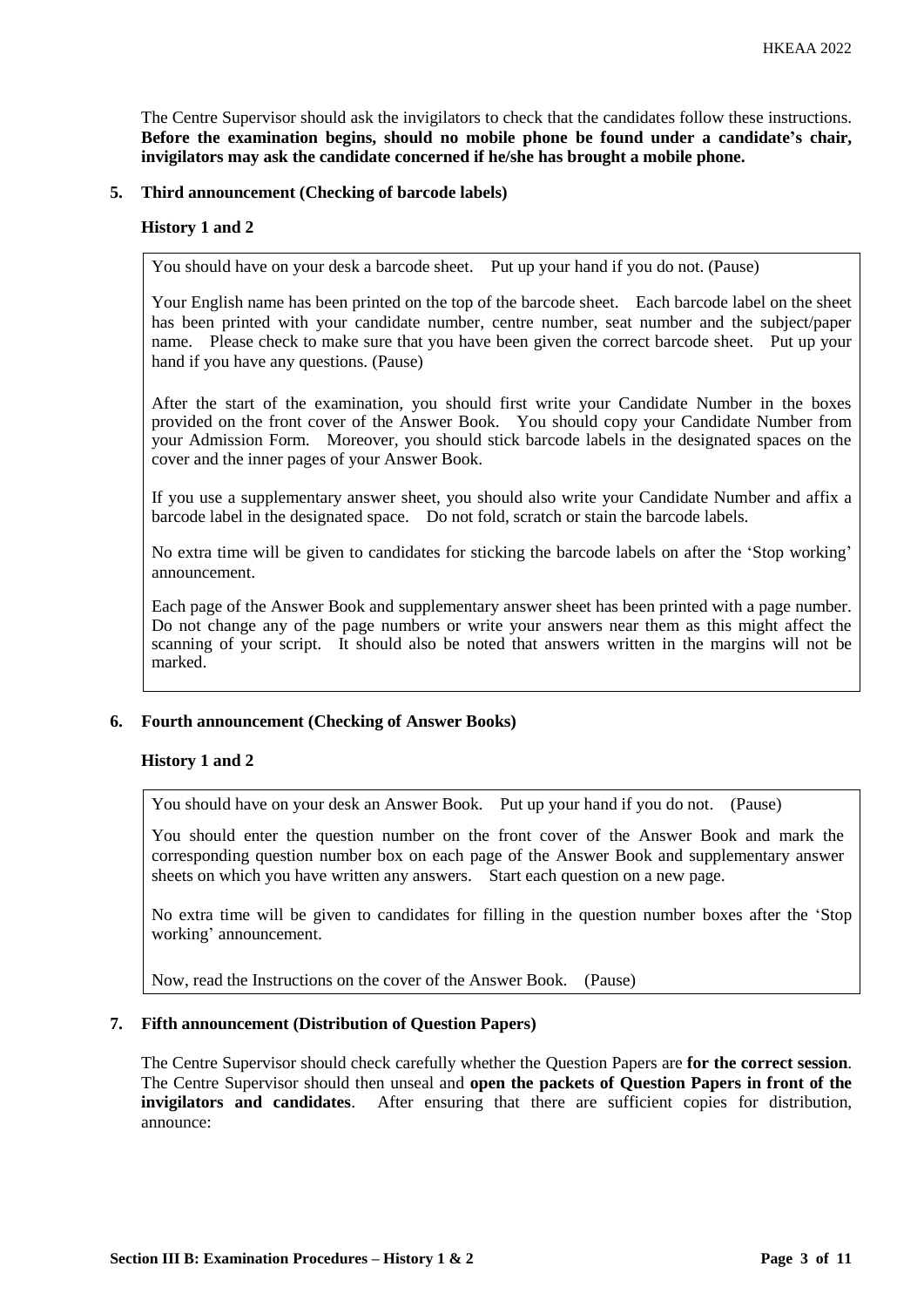The Centre Supervisor should ask the invigilators to check that the candidates follow these instructions. **Before the examination begins, should no mobile phone be found under a candidate's chair, invigilators may ask the candidate concerned if he/she has brought a mobile phone.**

## 5. Third announcement (Checking of barcode labels)

### History 1 and 2

> You should have on your desk a barcode sheet. Put up your hand if you do not. (Pause)
>
> Your English name has been printed on the top of the barcode sheet. Each barcode label on the sheet has been printed with your candidate number, centre number, seat number and the subject/paper name. Please check to make sure that you have been given the correct barcode sheet. Put up your hand if you have any questions. (Pause)
>
> After the start of the examination, you should first write your Candidate Number in the boxes provided on the front cover of the Answer Book. You should copy your Candidate Number from your Admission Form. Moreover, you should stick barcode labels in the designated spaces on the cover and the inner pages of your Answer Book.
>
> If you use a supplementary answer sheet, you should also write your Candidate Number and affix a barcode label in the designated space. Do not fold, scratch or stain the barcode labels.
>
> No extra time will be given to candidates for sticking the barcode labels on after the 'Stop working' announcement.
>
> Each page of the Answer Book and supplementary answer sheet has been printed with a page number. Do not change any of the page numbers or write your answers near them as this might affect the scanning of your script. It should also be noted that answers written in the margins will not be marked.

## 6. Fourth announcement (Checking of Answer Books)

### History 1 and 2

> You should have on your desk an Answer Book. Put up your hand if you do not. (Pause)
>
> You should enter the question number on the front cover of the Answer Book and mark the corresponding question number box on each page of the Answer Book and supplementary answer sheets on which you have written any answers. Start each question on a new page.
>
> No extra time will be given to candidates for filling in the question number boxes after the 'Stop working' announcement.
>
> Now, read the Instructions on the cover of the Answer Book. (Pause)

## 7. Fifth announcement (Distribution of Question Papers)

The Centre Supervisor should check carefully whether the Question Papers are **for the correct session**. The Centre Supervisor should then unseal and **open the packets of Question Papers in front of the invigilators and candidates**. After ensuring that there are sufficient copies for distribution, announce: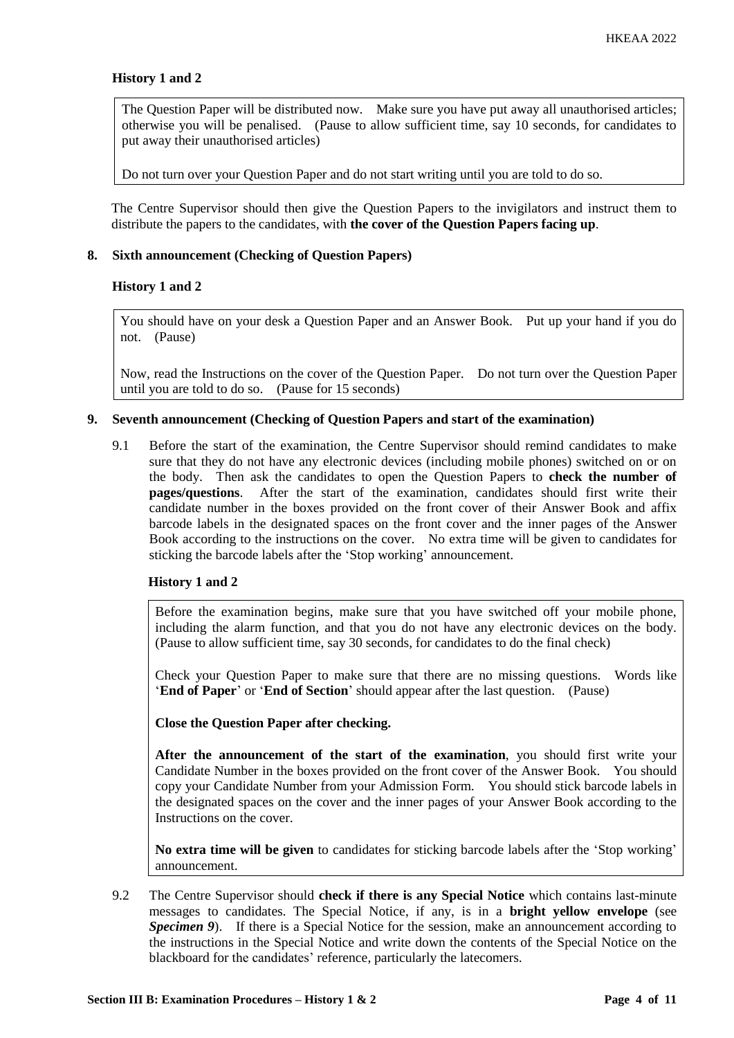**History 1 and 2**

> The Question Paper will be distributed now. Make sure you have put away all unauthorised articles; otherwise you will be penalised. (Pause to allow sufficient time, say 10 seconds, for candidates to put away their unauthorised articles)
>
> Do not turn over your Question Paper and do not start writing until you are told to do so.

The Centre Supervisor should then give the Question Papers to the invigilators and instruct them to distribute the papers to the candidates, with **the cover of the Question Papers facing up**.

**8. Sixth announcement (Checking of Question Papers)**

**History 1 and 2**

> You should have on your desk a Question Paper and an Answer Book. Put up your hand if you do not. (Pause)
>
> Now, read the Instructions on the cover of the Question Paper. Do not turn over the Question Paper until you are told to do so. (Pause for 15 seconds)

**9. Seventh announcement (Checking of Question Papers and start of the examination)**

9.1 Before the start of the examination, the Centre Supervisor should remind candidates to make sure that they do not have any electronic devices (including mobile phones) switched on or on the body. Then ask the candidates to open the Question Papers to **check the number of pages/questions**. After the start of the examination, candidates should first write their candidate number in the boxes provided on the front cover of their Answer Book and affix barcode labels in the designated spaces on the front cover and the inner pages of the Answer Book according to the instructions on the cover. No extra time will be given to candidates for sticking the barcode labels after the 'Stop working' announcement.

**History 1 and 2**

> Before the examination begins, make sure that you have switched off your mobile phone, including the alarm function, and that you do not have any electronic devices on the body. (Pause to allow sufficient time, say 30 seconds, for candidates to do the final check)
>
> Check your Question Paper to make sure that there are no missing questions. Words like '**End of Paper**' or '**End of Section**' should appear after the last question. (Pause)
>
> **Close the Question Paper after checking.**
>
> **After the announcement of the start of the examination**, you should first write your Candidate Number in the boxes provided on the front cover of the Answer Book. You should copy your Candidate Number from your Admission Form. You should stick barcode labels in the designated spaces on the cover and the inner pages of your Answer Book according to the Instructions on the cover.
>
> **No extra time will be given** to candidates for sticking barcode labels after the 'Stop working' announcement.

9.2 The Centre Supervisor should **check if there is any Special Notice** which contains last-minute messages to candidates. The Special Notice, if any, is in a **bright yellow envelope** (see ***Specimen 9***). If there is a Special Notice for the session, make an announcement according to the instructions in the Special Notice and write down the contents of the Special Notice on the blackboard for the candidates' reference, particularly the latecomers.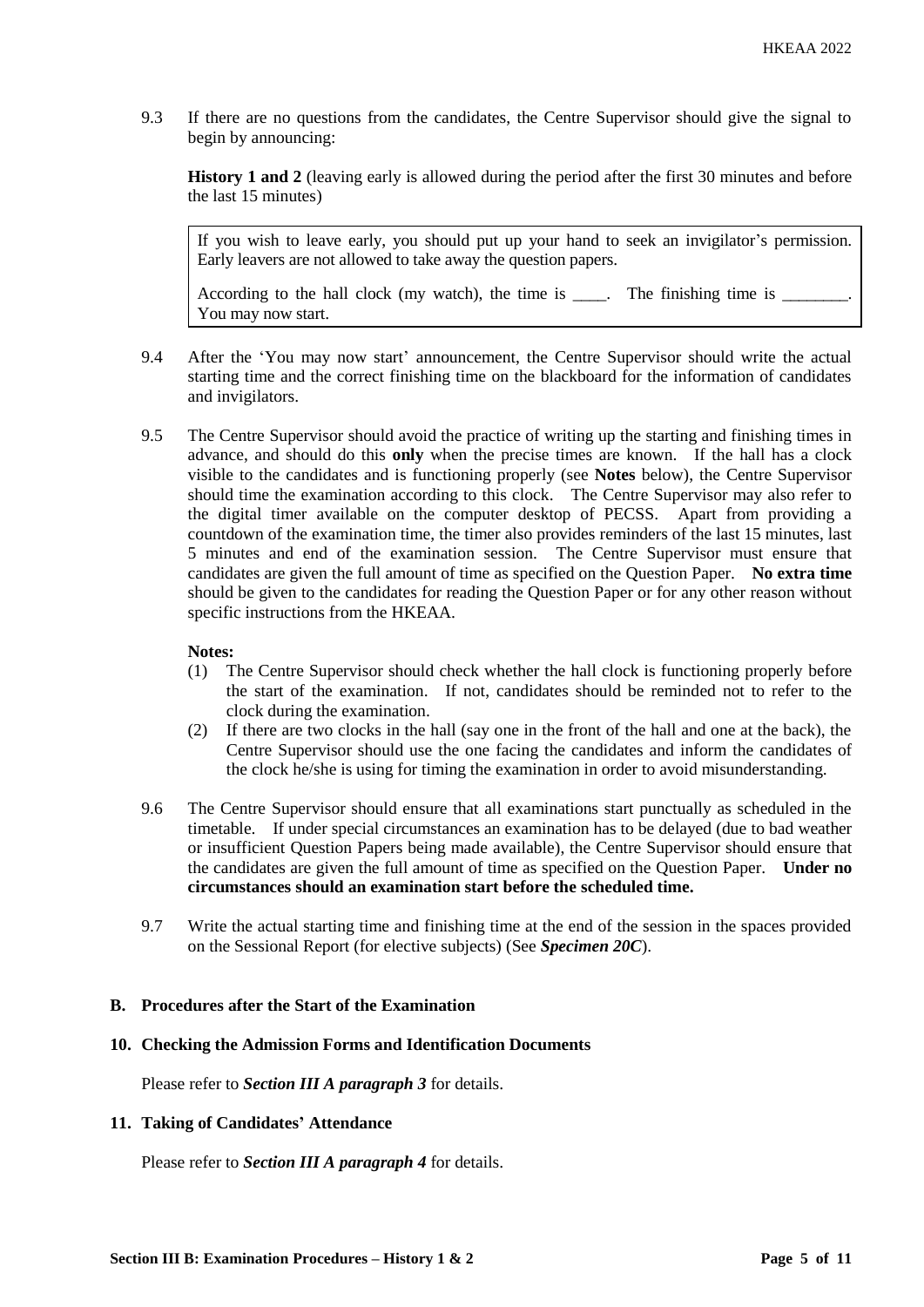9.3 If there are no questions from the candidates, the Centre Supervisor should give the signal to begin by announcing:

**History 1 and 2** (leaving early is allowed during the period after the first 30 minutes and before the last 15 minutes)

> If you wish to leave early, you should put up your hand to seek an invigilator's permission. Early leavers are not allowed to take away the question papers.
>
> According to the hall clock (my watch), the time is ____. The finishing time is ________. You may now start.

9.4 After the 'You may now start' announcement, the Centre Supervisor should write the actual starting time and the correct finishing time on the blackboard for the information of candidates and invigilators.

9.5 The Centre Supervisor should avoid the practice of writing up the starting and finishing times in advance, and should do this **only** when the precise times are known. If the hall has a clock visible to the candidates and is functioning properly (see **Notes** below), the Centre Supervisor should time the examination according to this clock. The Centre Supervisor may also refer to the digital timer available on the computer desktop of PECSS. Apart from providing a countdown of the examination time, the timer also provides reminders of the last 15 minutes, last 5 minutes and end of the examination session. The Centre Supervisor must ensure that candidates are given the full amount of time as specified on the Question Paper. **No extra time** should be given to the candidates for reading the Question Paper or for any other reason without specific instructions from the HKEAA.

**Notes:**

(1) The Centre Supervisor should check whether the hall clock is functioning properly before the start of the examination. If not, candidates should be reminded not to refer to the clock during the examination.

(2) If there are two clocks in the hall (say one in the front of the hall and one at the back), the Centre Supervisor should use the one facing the candidates and inform the candidates of the clock he/she is using for timing the examination in order to avoid misunderstanding.

9.6 The Centre Supervisor should ensure that all examinations start punctually as scheduled in the timetable. If under special circumstances an examination has to be delayed (due to bad weather or insufficient Question Papers being made available), the Centre Supervisor should ensure that the candidates are given the full amount of time as specified on the Question Paper. **Under no circumstances should an examination start before the scheduled time.**

9.7 Write the actual starting time and finishing time at the end of the session in the spaces provided on the Sessional Report (for elective subjects) (See ***Specimen 20C***).

## B. Procedures after the Start of the Examination

### 10. Checking the Admission Forms and Identification Documents

Please refer to ***Section III A paragraph 3*** for details.

### 11. Taking of Candidates' Attendance

Please refer to ***Section III A paragraph 4*** for details.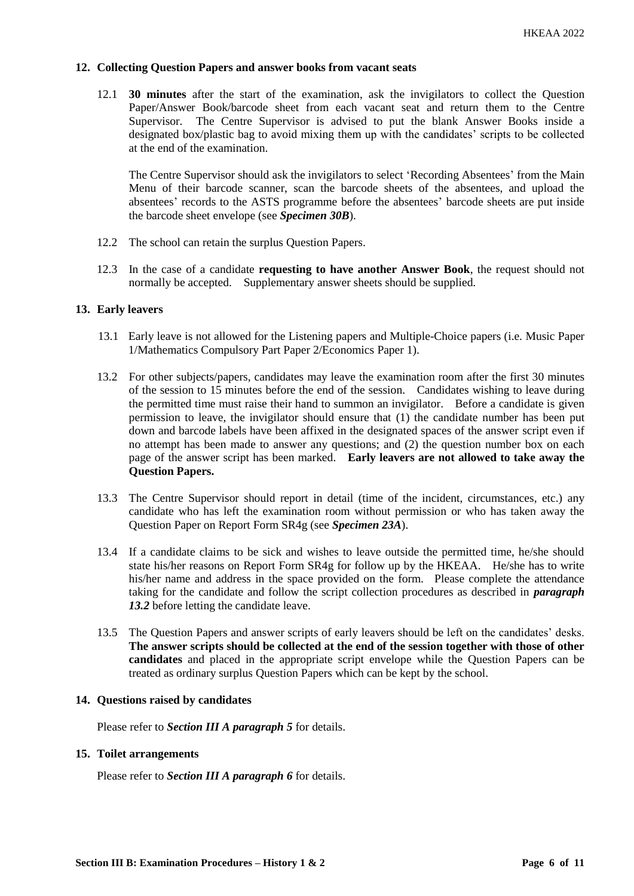## 12. Collecting Question Papers and answer books from vacant seats

12.1 **30 minutes** after the start of the examination, ask the invigilators to collect the Question Paper/Answer Book/barcode sheet from each vacant seat and return them to the Centre Supervisor. The Centre Supervisor is advised to put the blank Answer Books inside a designated box/plastic bag to avoid mixing them up with the candidates' scripts to be collected at the end of the examination.

The Centre Supervisor should ask the invigilators to select 'Recording Absentees' from the Main Menu of their barcode scanner, scan the barcode sheets of the absentees, and upload the absentees' records to the ASTS programme before the absentees' barcode sheets are put inside the barcode sheet envelope (see ***Specimen 30B***).

12.2 The school can retain the surplus Question Papers.

12.3 In the case of a candidate **requesting to have another Answer Book**, the request should not normally be accepted. Supplementary answer sheets should be supplied.

## 13. Early leavers

13.1 Early leave is not allowed for the Listening papers and Multiple-Choice papers (i.e. Music Paper 1/Mathematics Compulsory Part Paper 2/Economics Paper 1).

13.2 For other subjects/papers, candidates may leave the examination room after the first 30 minutes of the session to 15 minutes before the end of the session. Candidates wishing to leave during the permitted time must raise their hand to summon an invigilator. Before a candidate is given permission to leave, the invigilator should ensure that (1) the candidate number has been put down and barcode labels have been affixed in the designated spaces of the answer script even if no attempt has been made to answer any questions; and (2) the question number box on each page of the answer script has been marked. **Early leavers are not allowed to take away the Question Papers.**

13.3 The Centre Supervisor should report in detail (time of the incident, circumstances, etc.) any candidate who has left the examination room without permission or who has taken away the Question Paper on Report Form SR4g (see ***Specimen 23A***).

13.4 If a candidate claims to be sick and wishes to leave outside the permitted time, he/she should state his/her reasons on Report Form SR4g for follow up by the HKEAA. He/she has to write his/her name and address in the space provided on the form. Please complete the attendance taking for the candidate and follow the script collection procedures as described in ***paragraph 13.2*** before letting the candidate leave.

13.5 The Question Papers and answer scripts of early leavers should be left on the candidates' desks. **The answer scripts should be collected at the end of the session together with those of other candidates** and placed in the appropriate script envelope while the Question Papers can be treated as ordinary surplus Question Papers which can be kept by the school.

## 14. Questions raised by candidates

Please refer to ***Section III A paragraph 5*** for details.

## 15. Toilet arrangements

Please refer to ***Section III A paragraph 6*** for details.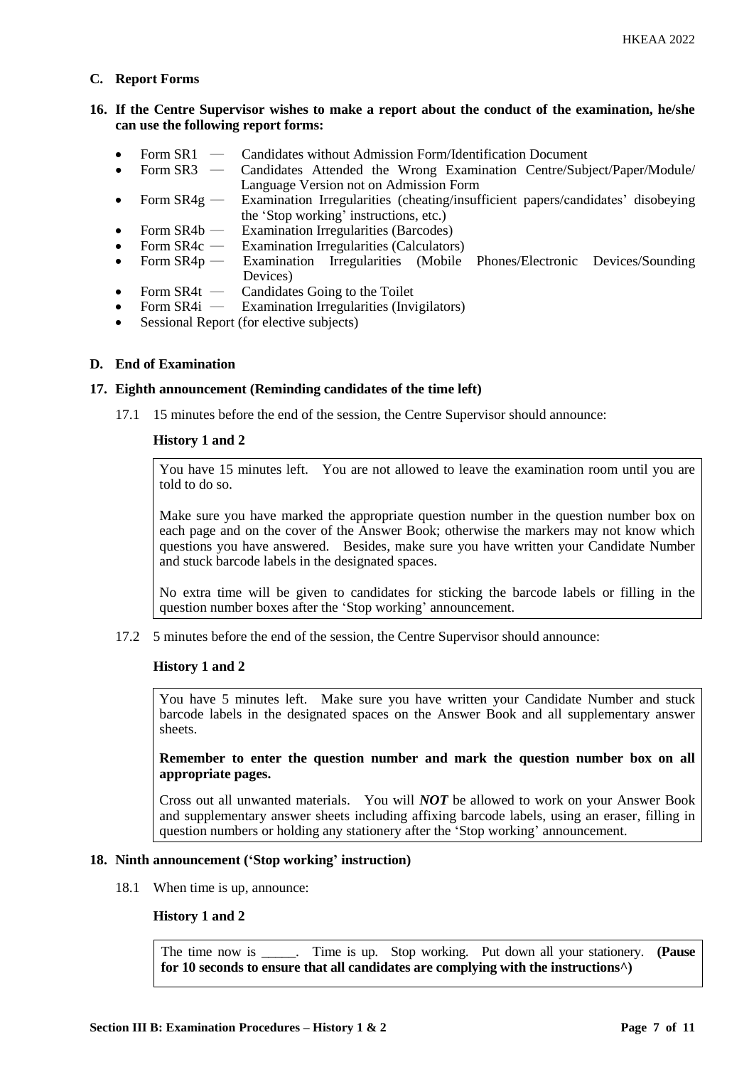## C. Report Forms

**16. If the Centre Supervisor wishes to make a report about the conduct of the examination, he/she can use the following report forms:**

- Form SR1 — Candidates without Admission Form/Identification Document
- Form SR3 — Candidates Attended the Wrong Examination Centre/Subject/Paper/Module/ Language Version not on Admission Form
- Form SR4g — Examination Irregularities (cheating/insufficient papers/candidates' disobeying the 'Stop working' instructions, etc.)
- Form SR4b — Examination Irregularities (Barcodes)
- Form SR4c — Examination Irregularities (Calculators)
- Form SR4p — Examination Irregularities (Mobile Phones/Electronic Devices/Sounding Devices)
- Form SR4t — Candidates Going to the Toilet
- Form SR4i — Examination Irregularities (Invigilators)
- Sessional Report (for elective subjects)

## D. End of Examination

**17. Eighth announcement (Reminding candidates of the time left)**

17.1 15 minutes before the end of the session, the Centre Supervisor should announce:

**History 1 and 2**

> You have 15 minutes left. You are not allowed to leave the examination room until you are told to do so.
>
> Make sure you have marked the appropriate question number in the question number box on each page and on the cover of the Answer Book; otherwise the markers may not know which questions you have answered. Besides, make sure you have written your Candidate Number and stuck barcode labels in the designated spaces.
>
> No extra time will be given to candidates for sticking the barcode labels or filling in the question number boxes after the 'Stop working' announcement.

17.2 5 minutes before the end of the session, the Centre Supervisor should announce:

**History 1 and 2**

> You have 5 minutes left. Make sure you have written your Candidate Number and stuck barcode labels in the designated spaces on the Answer Book and all supplementary answer sheets.
>
> **Remember to enter the question number and mark the question number box on all appropriate pages.**
>
> Cross out all unwanted materials. You will ***NOT*** be allowed to work on your Answer Book and supplementary answer sheets including affixing barcode labels, using an eraser, filling in question numbers or holding any stationery after the 'Stop working' announcement.

**18. Ninth announcement ('Stop working' instruction)**

18.1 When time is up, announce:

**History 1 and 2**

> The time now is _____. Time is up. Stop working. Put down all your stationery. **(Pause for 10 seconds to ensure that all candidates are complying with the instructions^)**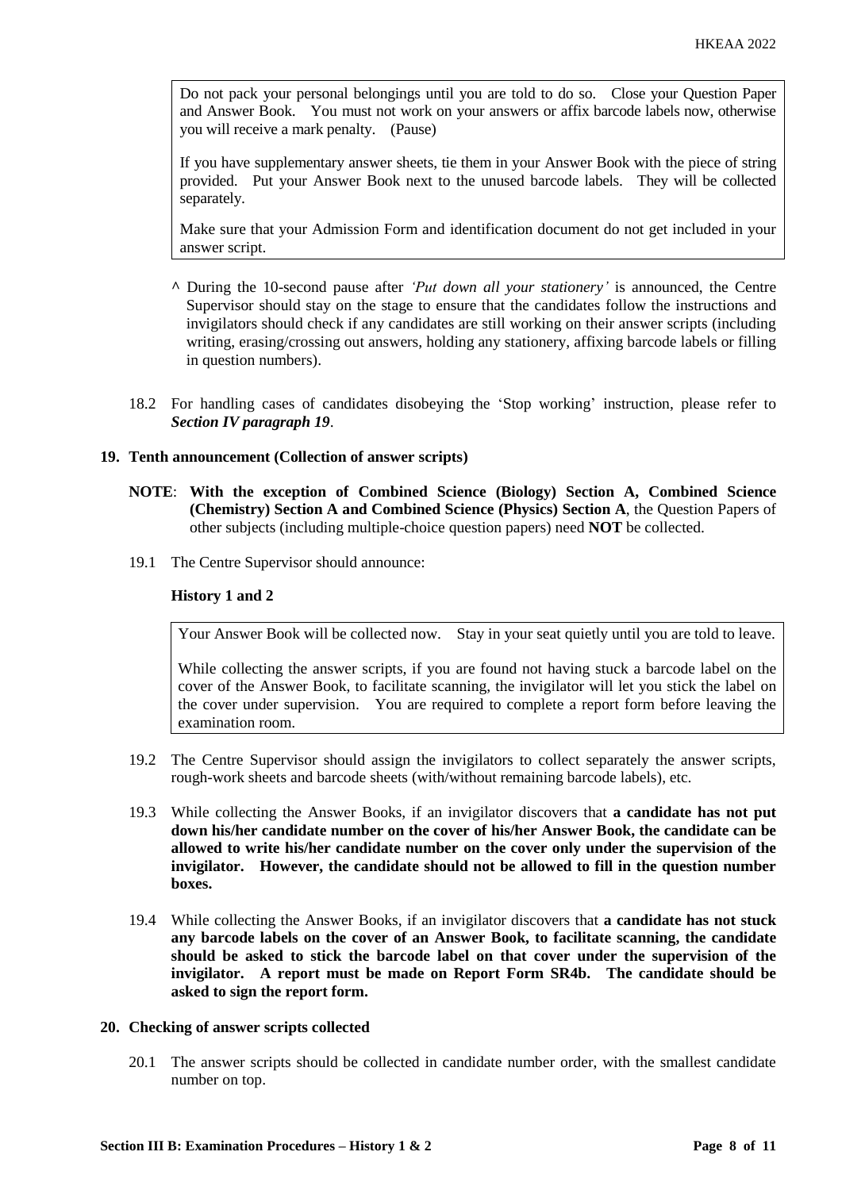> Do not pack your personal belongings until you are told to do so. Close your Question Paper and Answer Book. You must not work on your answers or affix barcode labels now, otherwise you will receive a mark penalty. (Pause)
>
> If you have supplementary answer sheets, tie them in your Answer Book with the piece of string provided. Put your Answer Book next to the unused barcode labels. They will be collected separately.
>
> Make sure that your Admission Form and identification document do not get included in your answer script.

^ During the 10-second pause after *'Put down all your stationery'* is announced, the Centre Supervisor should stay on the stage to ensure that the candidates follow the instructions and invigilators should check if any candidates are still working on their answer scripts (including writing, erasing/crossing out answers, holding any stationery, affixing barcode labels or filling in question numbers).

18.2 For handling cases of candidates disobeying the 'Stop working' instruction, please refer to ***Section IV paragraph 19***.

**19. Tenth announcement (Collection of answer scripts)**

**NOTE**: **With the exception of Combined Science (Biology) Section A, Combined Science (Chemistry) Section A and Combined Science (Physics) Section A**, the Question Papers of other subjects (including multiple-choice question papers) need **NOT** be collected.

19.1 The Centre Supervisor should announce:

**History 1 and 2**

> Your Answer Book will be collected now. Stay in your seat quietly until you are told to leave.
>
> While collecting the answer scripts, if you are found not having stuck a barcode label on the cover of the Answer Book, to facilitate scanning, the invigilator will let you stick the label on the cover under supervision. You are required to complete a report form before leaving the examination room.

19.2 The Centre Supervisor should assign the invigilators to collect separately the answer scripts, rough-work sheets and barcode sheets (with/without remaining barcode labels), etc.

19.3 While collecting the Answer Books, if an invigilator discovers that **a candidate has not put down his/her candidate number on the cover of his/her Answer Book, the candidate can be allowed to write his/her candidate number on the cover only under the supervision of the invigilator. However, the candidate should not be allowed to fill in the question number boxes.**

19.4 While collecting the Answer Books, if an invigilator discovers that **a candidate has not stuck any barcode labels on the cover of an Answer Book, to facilitate scanning, the candidate should be asked to stick the barcode label on that cover under the supervision of the invigilator. A report must be made on Report Form SR4b. The candidate should be asked to sign the report form.**

**20. Checking of answer scripts collected**

20.1 The answer scripts should be collected in candidate number order, with the smallest candidate number on top.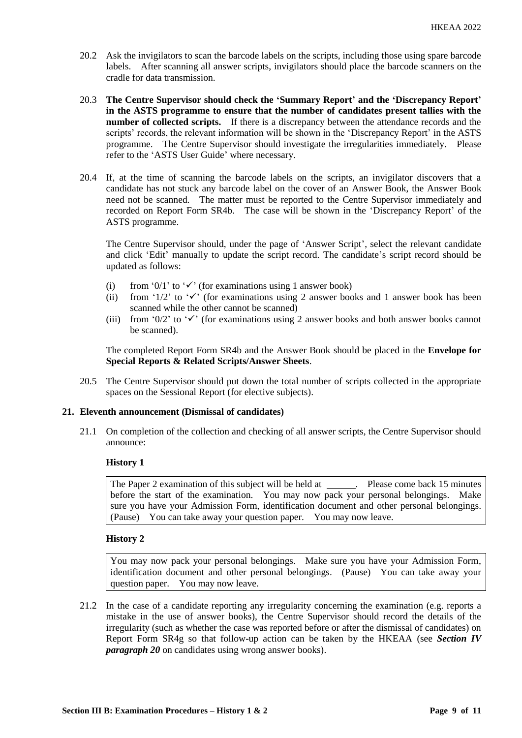20.2 Ask the invigilators to scan the barcode labels on the scripts, including those using spare barcode labels. After scanning all answer scripts, invigilators should place the barcode scanners on the cradle for data transmission.

20.3 **The Centre Supervisor should check the 'Summary Report' and the 'Discrepancy Report' in the ASTS programme to ensure that the number of candidates present tallies with the number of collected scripts.** If there is a discrepancy between the attendance records and the scripts' records, the relevant information will be shown in the 'Discrepancy Report' in the ASTS programme. The Centre Supervisor should investigate the irregularities immediately. Please refer to the 'ASTS User Guide' where necessary.

20.4 If, at the time of scanning the barcode labels on the scripts, an invigilator discovers that a candidate has not stuck any barcode label on the cover of an Answer Book, the Answer Book need not be scanned. The matter must be reported to the Centre Supervisor immediately and recorded on Report Form SR4b. The case will be shown in the 'Discrepancy Report' of the ASTS programme.

The Centre Supervisor should, under the page of 'Answer Script', select the relevant candidate and click 'Edit' manually to update the script record. The candidate's script record should be updated as follows:

(i) from '0/1' to '✓' (for examinations using 1 answer book)
(ii) from '1/2' to '✓' (for examinations using 2 answer books and 1 answer book has been scanned while the other cannot be scanned)
(iii) from '0/2' to '✓' (for examinations using 2 answer books and both answer books cannot be scanned).

The completed Report Form SR4b and the Answer Book should be placed in the **Envelope for Special Reports & Related Scripts/Answer Sheets**.

20.5 The Centre Supervisor should put down the total number of scripts collected in the appropriate spaces on the Sessional Report (for elective subjects).

## 21. Eleventh announcement (Dismissal of candidates)

21.1 On completion of the collection and checking of all answer scripts, the Centre Supervisor should announce:

**History 1**

> The Paper 2 examination of this subject will be held at ______. Please come back 15 minutes before the start of the examination. You may now pack your personal belongings. Make sure you have your Admission Form, identification document and other personal belongings. (Pause) You can take away your question paper. You may now leave.

**History 2**

> You may now pack your personal belongings. Make sure you have your Admission Form, identification document and other personal belongings. (Pause) You can take away your question paper. You may now leave.

21.2 In the case of a candidate reporting any irregularity concerning the examination (e.g. reports a mistake in the use of answer books), the Centre Supervisor should record the details of the irregularity (such as whether the case was reported before or after the dismissal of candidates) on Report Form SR4g so that follow-up action can be taken by the HKEAA (see ***Section IV paragraph 20*** on candidates using wrong answer books).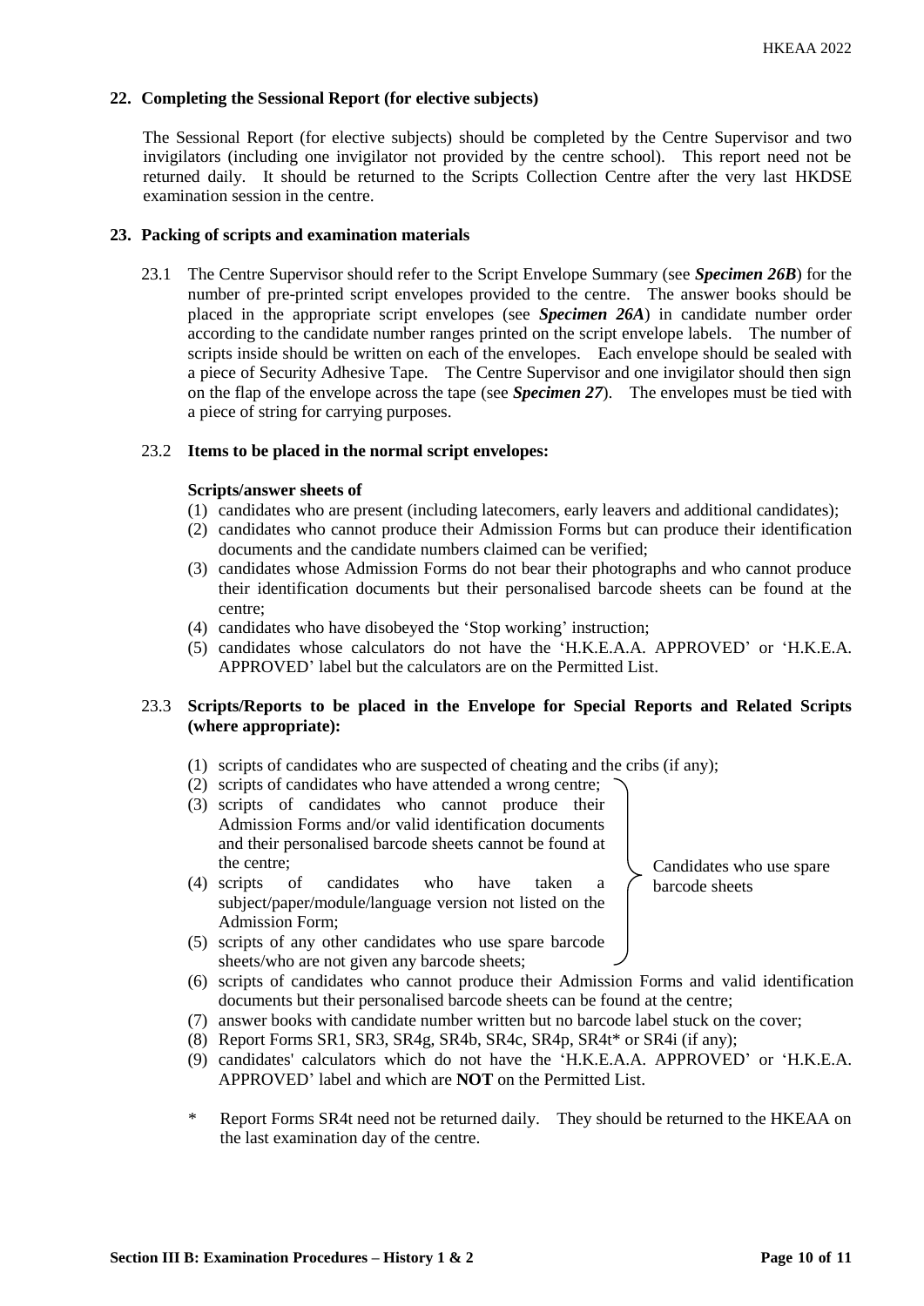## 22. Completing the Sessional Report (for elective subjects)

The Sessional Report (for elective subjects) should be completed by the Centre Supervisor and two invigilators (including one invigilator not provided by the centre school). This report need not be returned daily. It should be returned to the Scripts Collection Centre after the very last HKDSE examination session in the centre.

## 23. Packing of scripts and examination materials

23.1 The Centre Supervisor should refer to the Script Envelope Summary (see ***Specimen 26B***) for the number of pre-printed script envelopes provided to the centre. The answer books should be placed in the appropriate script envelopes (see ***Specimen 26A***) in candidate number order according to the candidate number ranges printed on the script envelope labels. The number of scripts inside should be written on each of the envelopes. Each envelope should be sealed with a piece of Security Adhesive Tape. The Centre Supervisor and one invigilator should then sign on the flap of the envelope across the tape (see ***Specimen 27***). The envelopes must be tied with a piece of string for carrying purposes.

23.2 **Items to be placed in the normal script envelopes:**

**Scripts/answer sheets of**

(1) candidates who are present (including latecomers, early leavers and additional candidates);
(2) candidates who cannot produce their Admission Forms but can produce their identification documents and the candidate numbers claimed can be verified;
(3) candidates whose Admission Forms do not bear their photographs and who cannot produce their identification documents but their personalised barcode sheets can be found at the centre;
(4) candidates who have disobeyed the 'Stop working' instruction;
(5) candidates whose calculators do not have the 'H.K.E.A.A. APPROVED' or 'H.K.E.A. APPROVED' label but the calculators are on the Permitted List.

23.3 **Scripts/Reports to be placed in the Envelope for Special Reports and Related Scripts (where appropriate):**

(1) scripts of candidates who are suspected of cheating and the cribs (if any);
(2) scripts of candidates who have attended a wrong centre;
(3) scripts of candidates who cannot produce their Admission Forms and/or valid identification documents and their personalised barcode sheets cannot be found at the centre;
(4) scripts of candidates who have taken a subject/paper/module/language version not listed on the Admission Form;
(5) scripts of any other candidates who use spare barcode sheets/who are not given any barcode sheets;

(Items (2) to (5): Candidates who use spare barcode sheets)

(6) scripts of candidates who cannot produce their Admission Forms and valid identification documents but their personalised barcode sheets can be found at the centre;
(7) answer books with candidate number written but no barcode label stuck on the cover;
(8) Report Forms SR1, SR3, SR4g, SR4b, SR4c, SR4p, SR4t* or SR4i (if any);
(9) candidates' calculators which do not have the 'H.K.E.A.A. APPROVED' or 'H.K.E.A. APPROVED' label and which are **NOT** on the Permitted List.

\* Report Forms SR4t need not be returned daily. They should be returned to the HKEAA on the last examination day of the centre.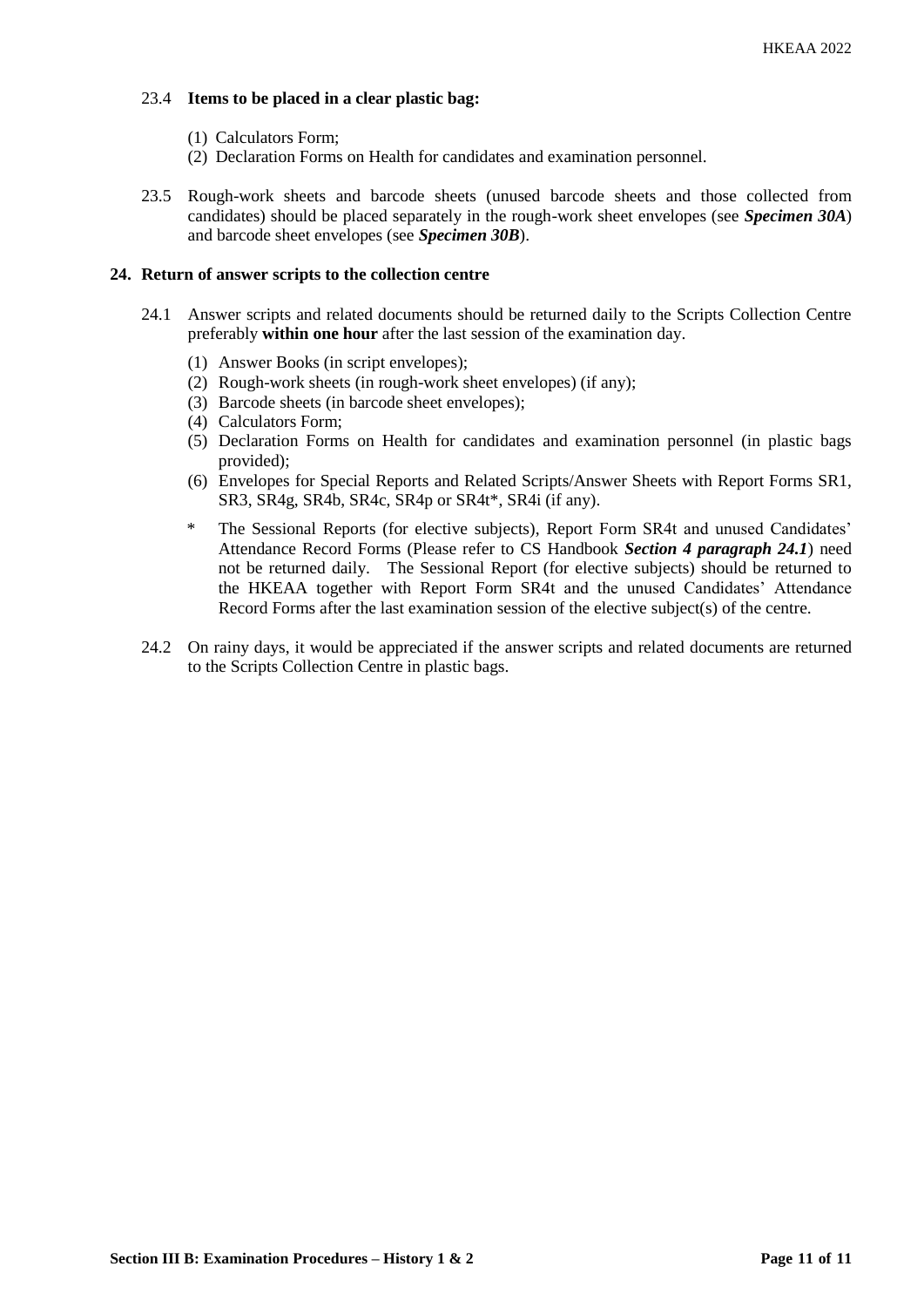23.4 **Items to be placed in a clear plastic bag:**

(1) Calculators Form;
(2) Declaration Forms on Health for candidates and examination personnel.

23.5 Rough-work sheets and barcode sheets (unused barcode sheets and those collected from candidates) should be placed separately in the rough-work sheet envelopes (see ***Specimen 30A***) and barcode sheet envelopes (see ***Specimen 30B***).

## 24. Return of answer scripts to the collection centre

24.1 Answer scripts and related documents should be returned daily to the Scripts Collection Centre preferably **within one hour** after the last session of the examination day.

(1) Answer Books (in script envelopes);
(2) Rough-work sheets (in rough-work sheet envelopes) (if any);
(3) Barcode sheets (in barcode sheet envelopes);
(4) Calculators Form;
(5) Declaration Forms on Health for candidates and examination personnel (in plastic bags provided);
(6) Envelopes for Special Reports and Related Scripts/Answer Sheets with Report Forms SR1, SR3, SR4g, SR4b, SR4c, SR4p or SR4t*, SR4i (if any).

\* The Sessional Reports (for elective subjects), Report Form SR4t and unused Candidates' Attendance Record Forms (Please refer to CS Handbook ***Section 4 paragraph 24.1***) need not be returned daily. The Sessional Report (for elective subjects) should be returned to the HKEAA together with Report Form SR4t and the unused Candidates' Attendance Record Forms after the last examination session of the elective subject(s) of the centre.

24.2 On rainy days, it would be appreciated if the answer scripts and related documents are returned to the Scripts Collection Centre in plastic bags.